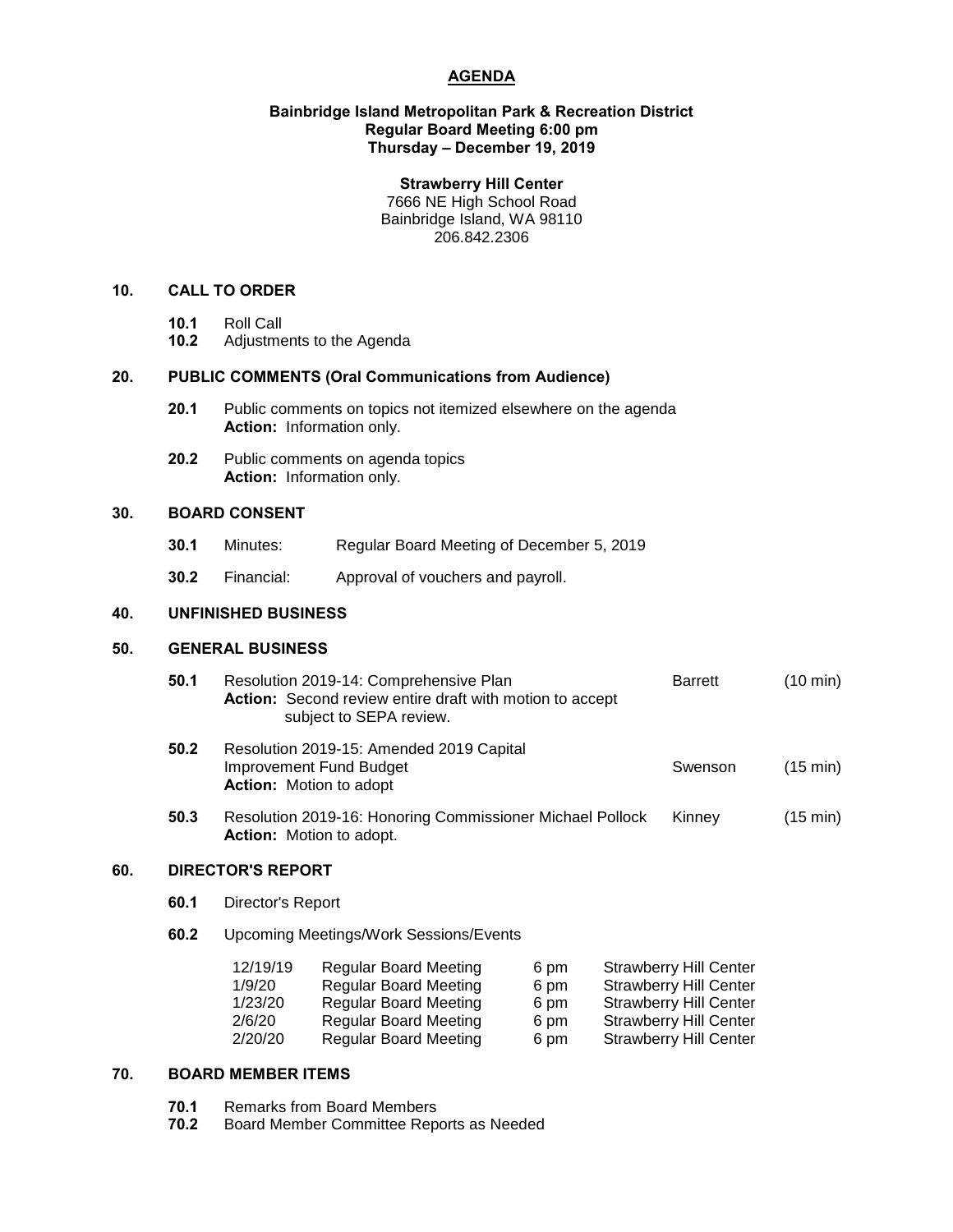# AGENDA

**Bainbridge Island Metropolitan Park & Recreation District**
**Regular Board Meeting 6:00 pm**
**Thursday – December 19, 2019**

**Strawberry Hill Center**
7666 NE High School Road
Bainbridge Island, WA 98110
206.842.2306

## 10. CALL TO ORDER

- **10.1** Roll Call
- **10.2** Adjustments to the Agenda

## 20. PUBLIC COMMENTS (Oral Communications from Audience)

- **20.1** Public comments on topics not itemized elsewhere on the agenda
  **Action:** Information only.
- **20.2** Public comments on agenda topics
  **Action:** Information only.

## 30. BOARD CONSENT

- **30.1** Minutes: Regular Board Meeting of December 5, 2019
- **30.2** Financial: Approval of vouchers and payroll.

## 40. UNFINISHED BUSINESS

## 50. GENERAL BUSINESS

| | Item | Presenter | Time |
|---|---|---|---|
| **50.1** | Resolution 2019-14: Comprehensive Plan<br>**Action:** Second review entire draft with motion to accept subject to SEPA review. | Barrett | (10 min) |
| **50.2** | Resolution 2019-15: Amended 2019 Capital Improvement Fund Budget<br>**Action:** Motion to adopt | Swenson | (15 min) |
| **50.3** | Resolution 2019-16: Honoring Commissioner Michael Pollock<br>**Action:** Motion to adopt. | Kinney | (15 min) |

## 60. DIRECTOR'S REPORT

- **60.1** Director's Report
- **60.2** Upcoming Meetings/Work Sessions/Events

| Date | Meeting | Time | Location |
|---|---|---|---|
| 12/19/19 | Regular Board Meeting | 6 pm | Strawberry Hill Center |
| 1/9/20 | Regular Board Meeting | 6 pm | Strawberry Hill Center |
| 1/23/20 | Regular Board Meeting | 6 pm | Strawberry Hill Center |
| 2/6/20 | Regular Board Meeting | 6 pm | Strawberry Hill Center |
| 2/20/20 | Regular Board Meeting | 6 pm | Strawberry Hill Center |

## 70. BOARD MEMBER ITEMS

- **70.1** Remarks from Board Members
- **70.2** Board Member Committee Reports as Needed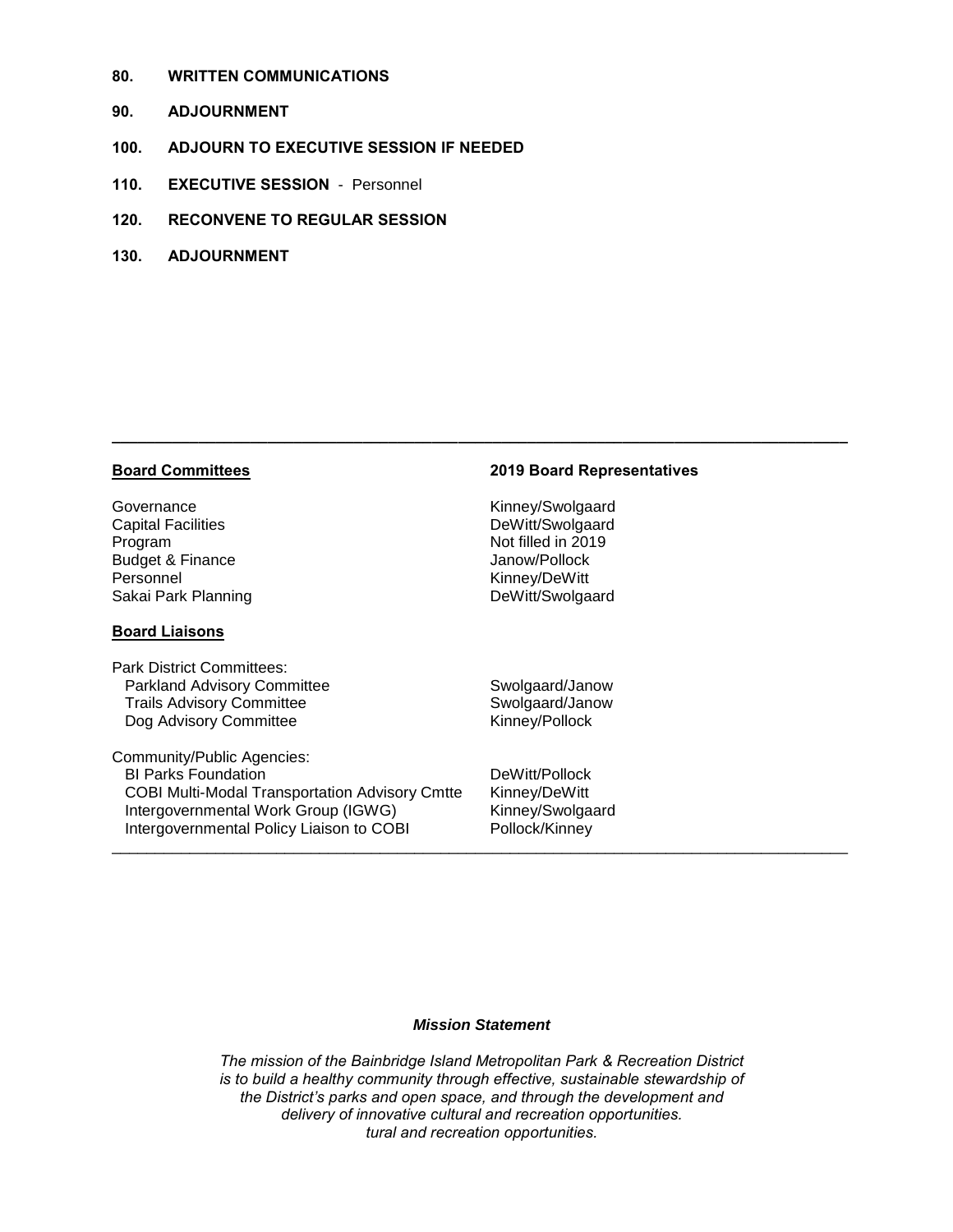**80. WRITTEN COMMUNICATIONS**

**90. ADJOURNMENT**

**100. ADJOURN TO EXECUTIVE SESSION IF NEEDED**

**110. EXECUTIVE SESSION** - Personnel

**120. RECONVENE TO REGULAR SESSION**

**130. ADJOURNMENT**

---

| **Board Committees** | **2019 Board Representatives** |
|---|---|
| Governance | Kinney/Swolgaard |
| Capital Facilities | DeWitt/Swolgaard |
| Program | Not filled in 2019 |
| Budget & Finance | Janow/Pollock |
| Personnel | Kinney/DeWitt |
| Sakai Park Planning | DeWitt/Swolgaard |

**Board Liaisons**

| | |
|---|---|
| Park District Committees: | |
| Parkland Advisory Committee | Swolgaard/Janow |
| Trails Advisory Committee | Swolgaard/Janow |
| Dog Advisory Committee | Kinney/Pollock |
| Community/Public Agencies: | |
| BI Parks Foundation | DeWitt/Pollock |
| COBI Multi-Modal Transportation Advisory Cmtte | Kinney/DeWitt |
| Intergovernmental Work Group (IGWG) | Kinney/Swolgaard |
| Intergovernmental Policy Liaison to COBI | Pollock/Kinney |

---

***Mission Statement***

*The mission of the Bainbridge Island Metropolitan Park & Recreation District is to build a healthy community through effective, sustainable stewardship of the District's parks and open space, and through the development and delivery of innovative cultural and recreation opportunities.*
*tural and recreation opportunities.*